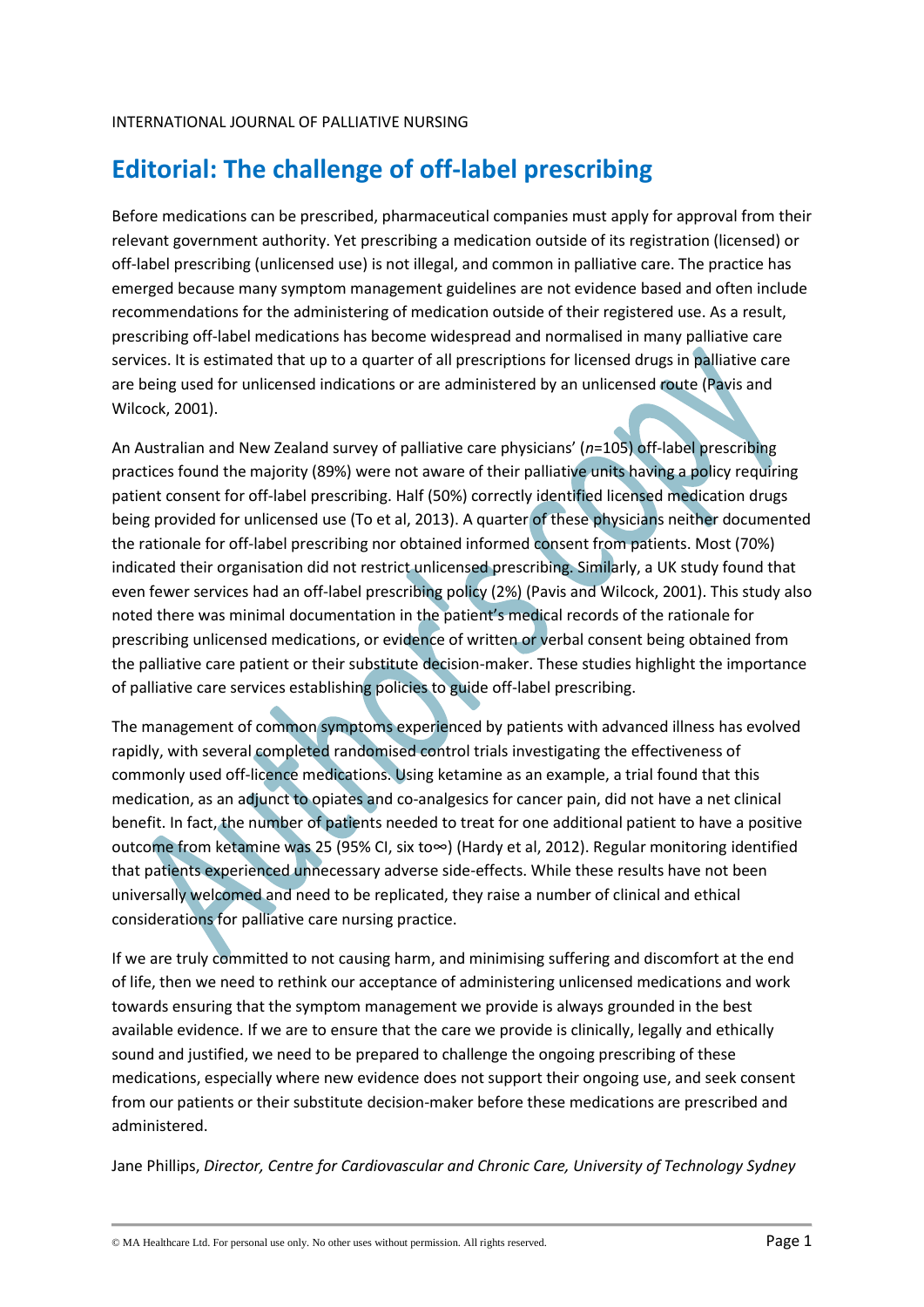INTERNATIONAL JOURNAL OF PALLIATIVE NURSING

# Editorial: The challenge of off-label prescribing

Before medications can be prescribed, pharmaceutical companies must apply for approval from their relevant government authority. Yet prescribing a medication outside of its registration (licensed) or off-label prescribing (unlicensed use) is not illegal, and common in palliative care. The practice has emerged because many symptom management guidelines are not evidence based and often include recommendations for the administering of medication outside of their registered use. As a result, prescribing off-label medications has become widespread and normalised in many palliative care services. It is estimated that up to a quarter of all prescriptions for licensed drugs in palliative care are being used for unlicensed indications or are administered by an unlicensed route (Pavis and Wilcock, 2001).

An Australian and New Zealand survey of palliative care physicians' (*n*=105) off-label prescribing practices found the majority (89%) were not aware of their palliative units having a policy requiring patient consent for off-label prescribing. Half (50%) correctly identified licensed medication drugs being provided for unlicensed use (To et al, 2013). A quarter of these physicians neither documented the rationale for off-label prescribing nor obtained informed consent from patients. Most (70%) indicated their organisation did not restrict unlicensed prescribing. Similarly, a UK study found that even fewer services had an off-label prescribing policy (2%) (Pavis and Wilcock, 2001). This study also noted there was minimal documentation in the patient's medical records of the rationale for prescribing unlicensed medications, or evidence of written or verbal consent being obtained from the palliative care patient or their substitute decision-maker. These studies highlight the importance of palliative care services establishing policies to guide off-label prescribing.

The management of common symptoms experienced by patients with advanced illness has evolved rapidly, with several completed randomised control trials investigating the effectiveness of commonly used off-licence medications. Using ketamine as an example, a trial found that this medication, as an adjunct to opiates and co-analgesics for cancer pain, did not have a net clinical benefit. In fact, the number of patients needed to treat for one additional patient to have a positive outcome from ketamine was 25 (95% CI, six to∞) (Hardy et al, 2012). Regular monitoring identified that patients experienced unnecessary adverse side-effects. While these results have not been universally welcomed and need to be replicated, they raise a number of clinical and ethical considerations for palliative care nursing practice.

If we are truly committed to not causing harm, and minimising suffering and discomfort at the end of life, then we need to rethink our acceptance of administering unlicensed medications and work towards ensuring that the symptom management we provide is always grounded in the best available evidence. If we are to ensure that the care we provide is clinically, legally and ethically sound and justified, we need to be prepared to challenge the ongoing prescribing of these medications, especially where new evidence does not support their ongoing use, and seek consent from our patients or their substitute decision-maker before these medications are prescribed and administered.

Jane Phillips, *Director, Centre for Cardiovascular and Chronic Care, University of Technology Sydney*

© MA Healthcare Ltd. For personal use only. No other uses without permission. All rights reserved.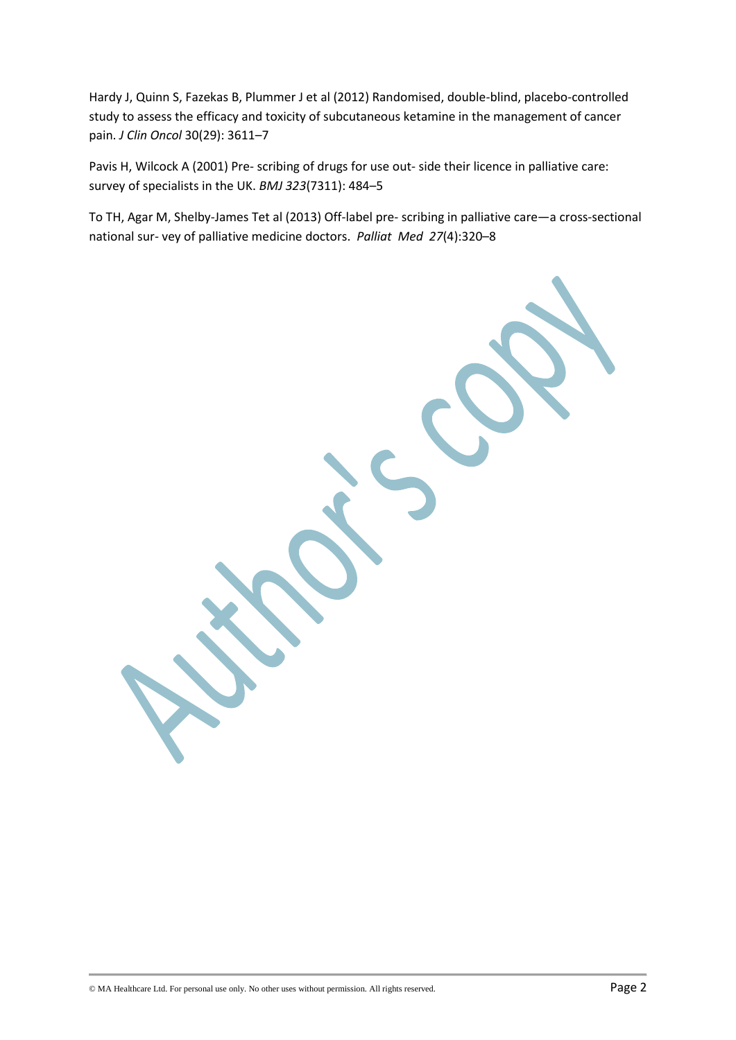Hardy J, Quinn S, Fazekas B, Plummer J et al (2012) Randomised, double-blind, placebo-controlled study to assess the efficacy and toxicity of subcutaneous ketamine in the management of cancer pain. *J Clin Oncol* 30(29): 3611–7

Pavis H, Wilcock A (2001) Pre- scribing of drugs for use out- side their licence in palliative care: survey of specialists in the UK. *BMJ 323*(7311): 484–5

To TH, Agar M, Shelby-James Tet al (2013) Off-label pre- scribing in palliative care—a cross-sectional national sur- vey of palliative medicine doctors. *Palliat Med 27*(4):320–8